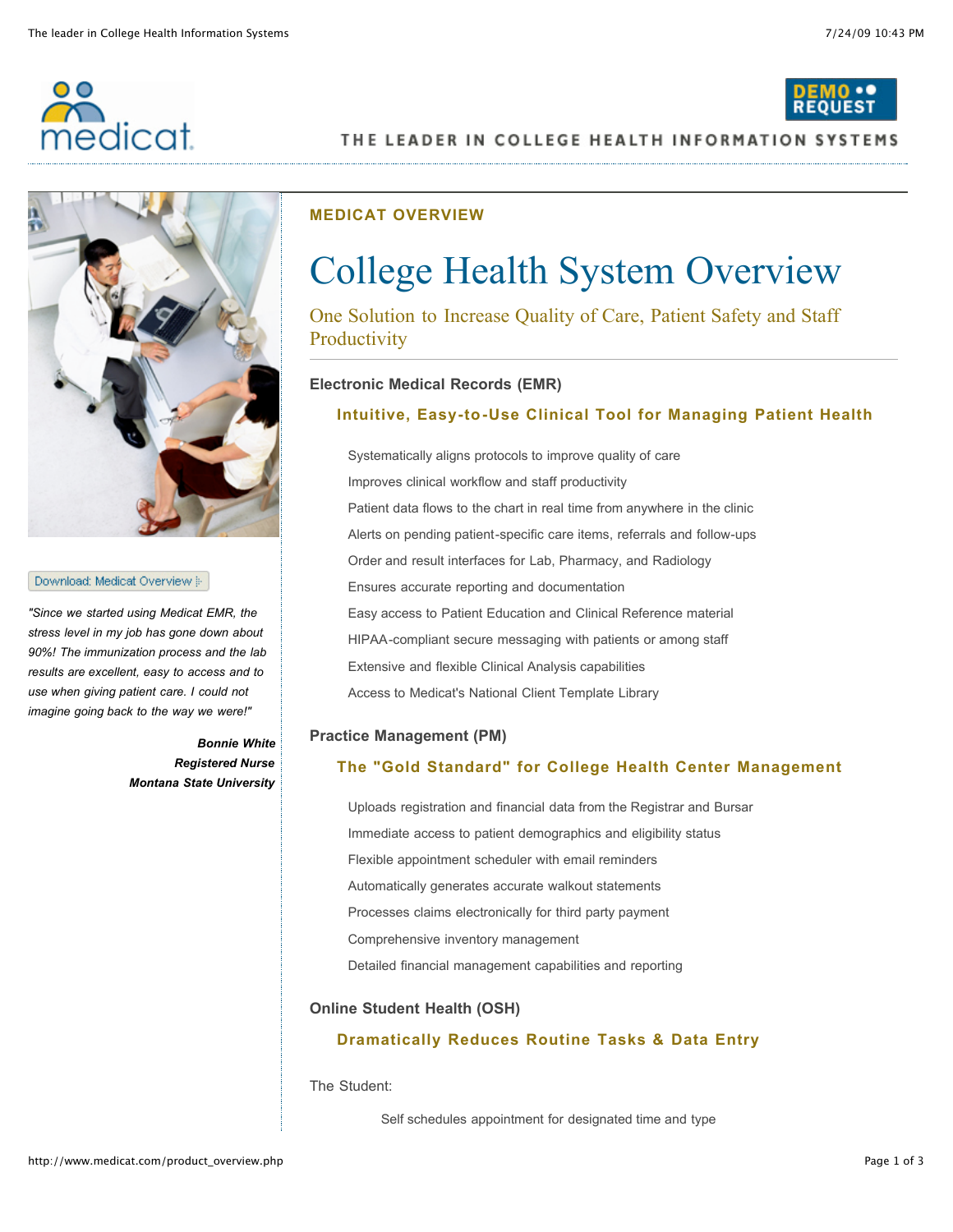medicat

DEMO REQUEST

THE LEADER IN COLLEGE HEALTH INFORMATION SYSTEMS

Download: Medicat Overview

*"Since we started using Medicat EMR, the stress level in my job has gone down about 90%! The immunization process and the lab results are excellent, easy to access and to use when giving patient care. I could not imagine going back to the way we were!"*

***Bonnie White***
***Registered Nurse***
***Montana State University***

**MEDICAT OVERVIEW**

# College Health System Overview

## One Solution to Increase Quality of Care, Patient Safety and Staff Productivity

### Electronic Medical Records (EMR)

#### Intuitive, Easy-to-Use Clinical Tool for Managing Patient Health

- Systematically aligns protocols to improve quality of care
- Improves clinical workflow and staff productivity
- Patient data flows to the chart in real time from anywhere in the clinic
- Alerts on pending patient-specific care items, referrals and follow-ups
- Order and result interfaces for Lab, Pharmacy, and Radiology
- Ensures accurate reporting and documentation
- Easy access to Patient Education and Clinical Reference material
- HIPAA-compliant secure messaging with patients or among staff
- Extensive and flexible Clinical Analysis capabilities
- Access to Medicat's National Client Template Library

### Practice Management (PM)

#### The "Gold Standard" for College Health Center Management

- Uploads registration and financial data from the Registrar and Bursar
- Immediate access to patient demographics and eligibility status
- Flexible appointment scheduler with email reminders
- Automatically generates accurate walkout statements
- Processes claims electronically for third party payment
- Comprehensive inventory management
- Detailed financial management capabilities and reporting

### Online Student Health (OSH)

#### Dramatically Reduces Routine Tasks & Data Entry

The Student:

- Self schedules appointment for designated time and type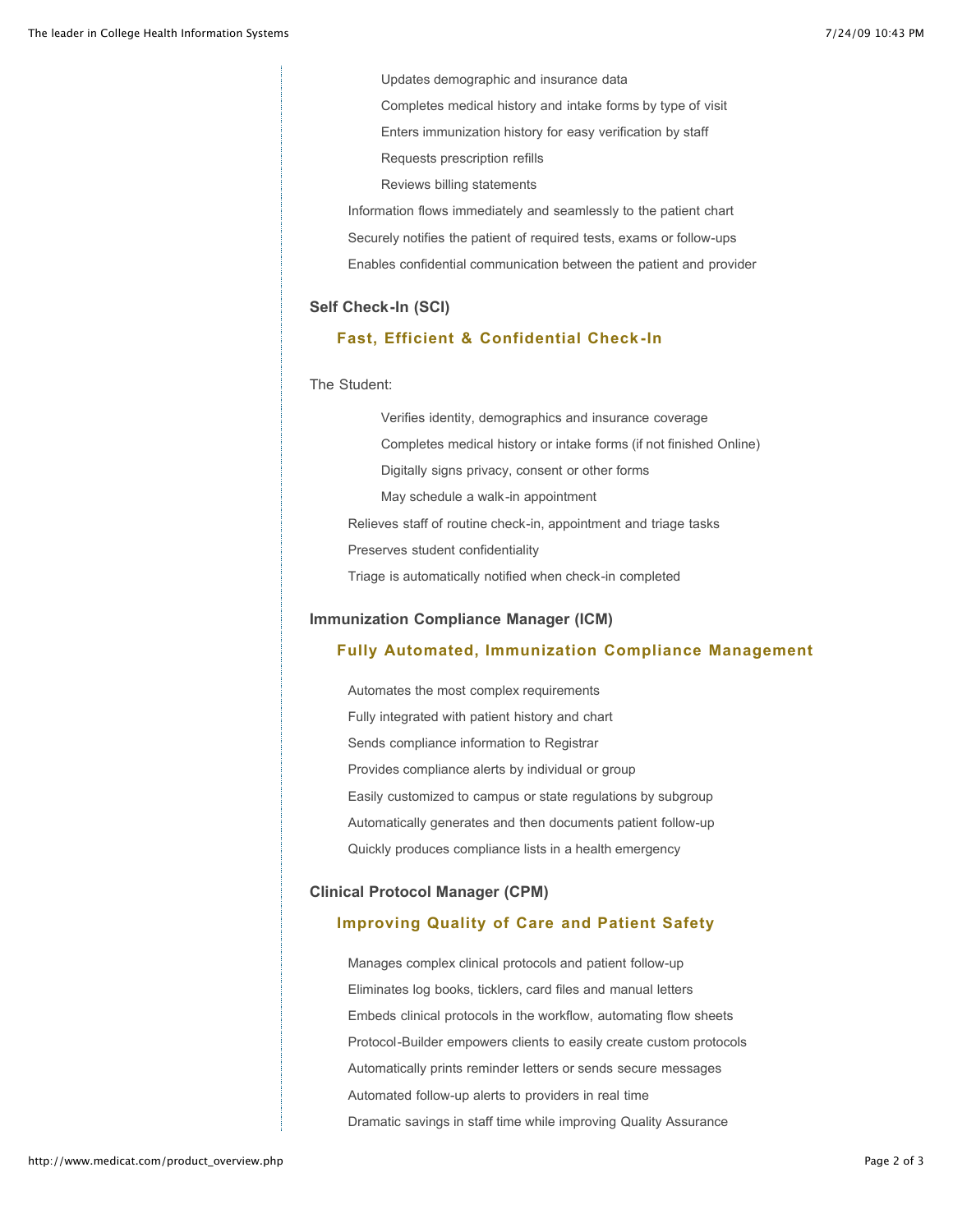- Updates demographic and insurance data
- Completes medical history and intake forms by type of visit
- Enters immunization history for easy verification by staff
- Requests prescription refills
- Reviews billing statements

Information flows immediately and seamlessly to the patient chart

Securely notifies the patient of required tests, exams or follow-ups

Enables confidential communication between the patient and provider

### Self Check-In (SCI)

#### Fast, Efficient & Confidential Check-In

The Student:

- Verifies identity, demographics and insurance coverage
- Completes medical history or intake forms (if not finished Online)
- Digitally signs privacy, consent or other forms
- May schedule a walk-in appointment

Relieves staff of routine check-in, appointment and triage tasks

Preserves student confidentiality

Triage is automatically notified when check-in completed

### Immunization Compliance Manager (ICM)

#### Fully Automated, Immunization Compliance Management

Automates the most complex requirements

Fully integrated with patient history and chart

Sends compliance information to Registrar

Provides compliance alerts by individual or group

Easily customized to campus or state regulations by subgroup

Automatically generates and then documents patient follow-up

Quickly produces compliance lists in a health emergency

### Clinical Protocol Manager (CPM)

#### Improving Quality of Care and Patient Safety

Manages complex clinical protocols and patient follow-up

Eliminates log books, ticklers, card files and manual letters

Embeds clinical protocols in the workflow, automating flow sheets

Protocol-Builder empowers clients to easily create custom protocols

Automatically prints reminder letters or sends secure messages

Automated follow-up alerts to providers in real time

Dramatic savings in staff time while improving Quality Assurance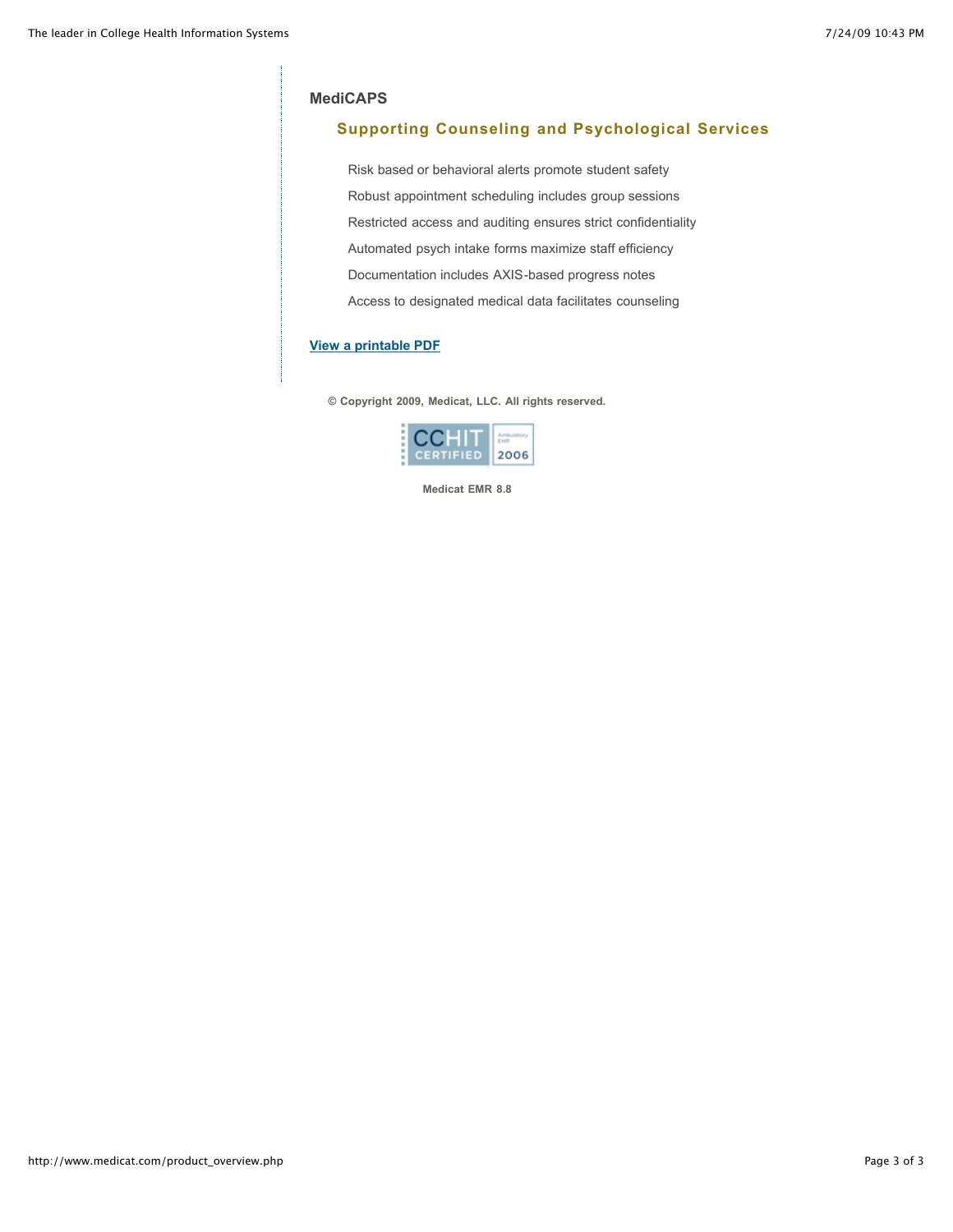## MediCAPS

### Supporting Counseling and Psychological Services

- Risk based or behavioral alerts promote student safety
- Robust appointment scheduling includes group sessions
- Restricted access and auditing ensures strict confidentiality
- Automated psych intake forms maximize staff efficiency
- Documentation includes AXIS-based progress notes
- Access to designated medical data facilitates counseling

**View a printable PDF**

**© Copyright 2009, Medicat, LLC. All rights reserved.**

CCHIT CERTIFIED Ambulatory EHR 2006

**Medicat EMR 8.8**